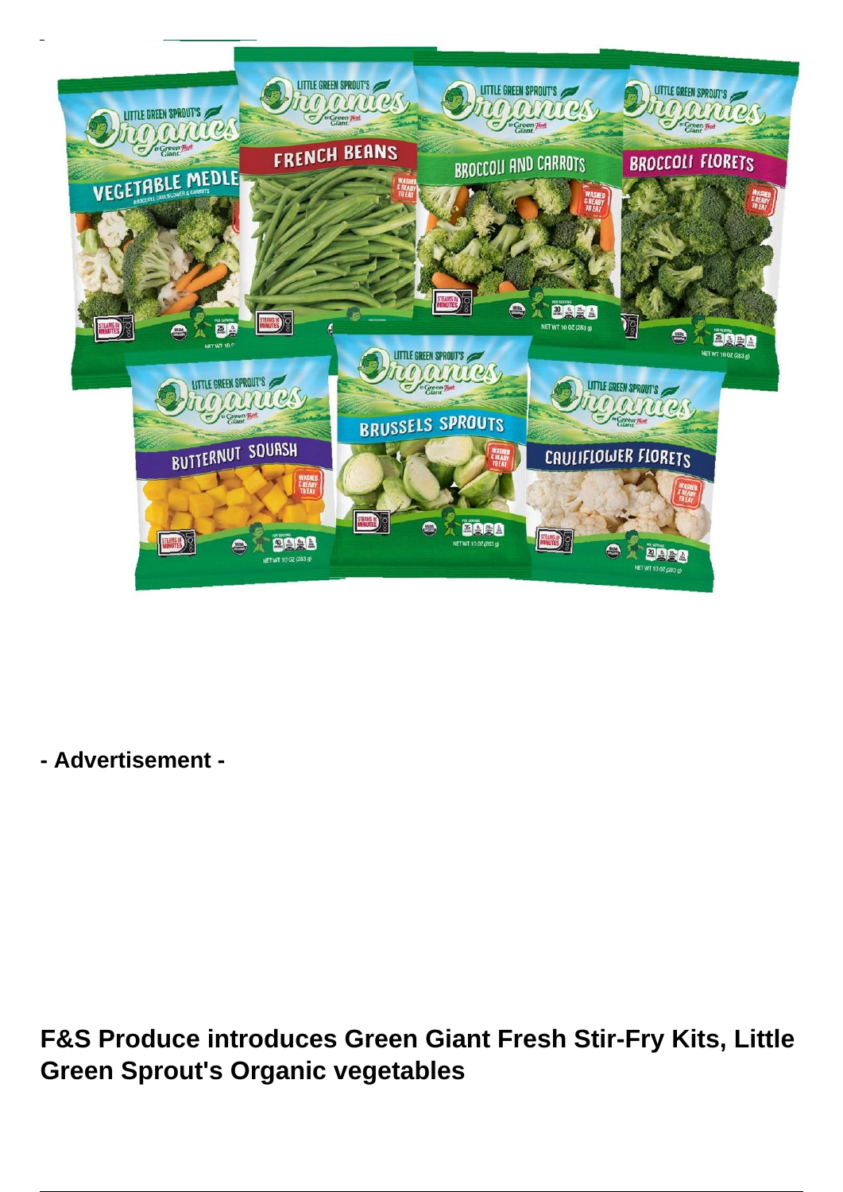**- Advertisement -**

**F&S Produce introduces Green Giant Fresh Stir-Fry Kits, Little Green Sprout's Organic vegetables**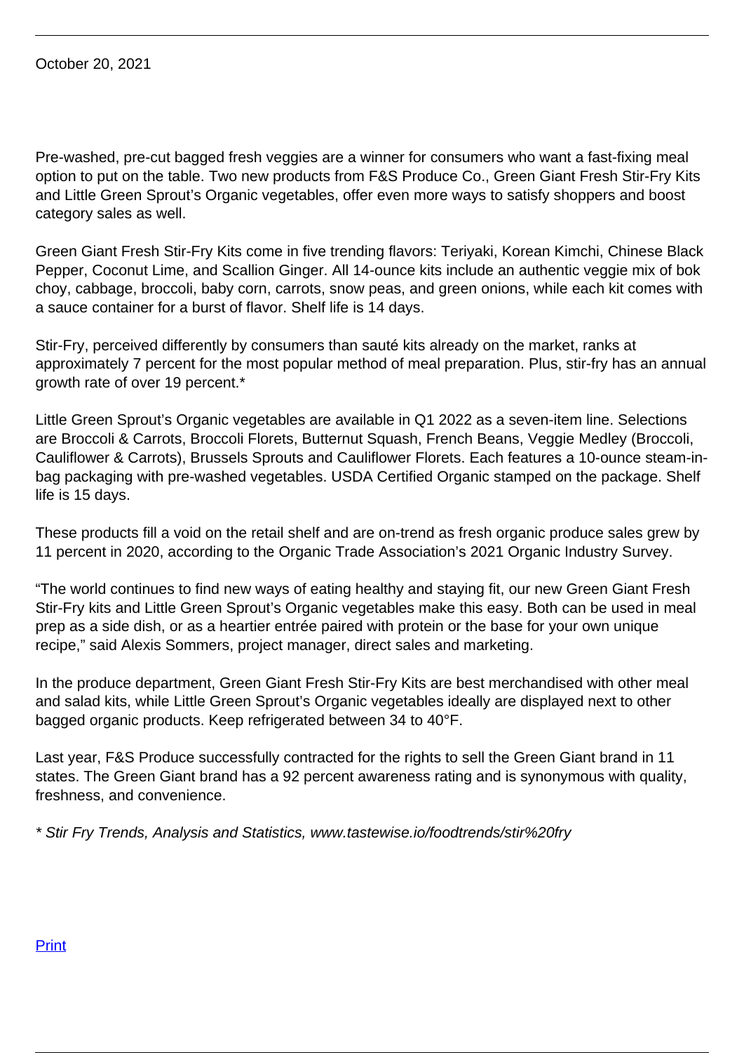October 20, 2021

Pre-washed, pre-cut bagged fresh veggies are a winner for consumers who want a fast-fixing meal option to put on the table. Two new products from F&S Produce Co., Green Giant Fresh Stir-Fry Kits and Little Green Sprout's Organic vegetables, offer even more ways to satisfy shoppers and boost category sales as well.

Green Giant Fresh Stir-Fry Kits come in five trending flavors: Teriyaki, Korean Kimchi, Chinese Black Pepper, Coconut Lime, and Scallion Ginger. All 14-ounce kits include an authentic veggie mix of bok choy, cabbage, broccoli, baby corn, carrots, snow peas, and green onions, while each kit comes with a sauce container for a burst of flavor. Shelf life is 14 days.

Stir-Fry, perceived differently by consumers than sauté kits already on the market, ranks at approximately 7 percent for the most popular method of meal preparation. Plus, stir-fry has an annual growth rate of over 19 percent.*

Little Green Sprout's Organic vegetables are available in Q1 2022 as a seven-item line. Selections are Broccoli & Carrots, Broccoli Florets, Butternut Squash, French Beans, Veggie Medley (Broccoli, Cauliflower & Carrots), Brussels Sprouts and Cauliflower Florets. Each features a 10-ounce steam-in-bag packaging with pre-washed vegetables. USDA Certified Organic stamped on the package. Shelf life is 15 days.

These products fill a void on the retail shelf and are on-trend as fresh organic produce sales grew by 11 percent in 2020, according to the Organic Trade Association's 2021 Organic Industry Survey.

"The world continues to find new ways of eating healthy and staying fit, our new Green Giant Fresh Stir-Fry kits and Little Green Sprout's Organic vegetables make this easy. Both can be used in meal prep as a side dish, or as a heartier entrée paired with protein or the base for your own unique recipe," said Alexis Sommers, project manager, direct sales and marketing.

In the produce department, Green Giant Fresh Stir-Fry Kits are best merchandised with other meal and salad kits, while Little Green Sprout's Organic vegetables ideally are displayed next to other bagged organic products. Keep refrigerated between 34 to 40°F.

Last year, F&S Produce successfully contracted for the rights to sell the Green Giant brand in 11 states. The Green Giant brand has a 92 percent awareness rating and is synonymous with quality, freshness, and convenience.

*\* Stir Fry Trends, Analysis and Statistics, www.tastewise.io/foodtrends/stir%20fry*

Print